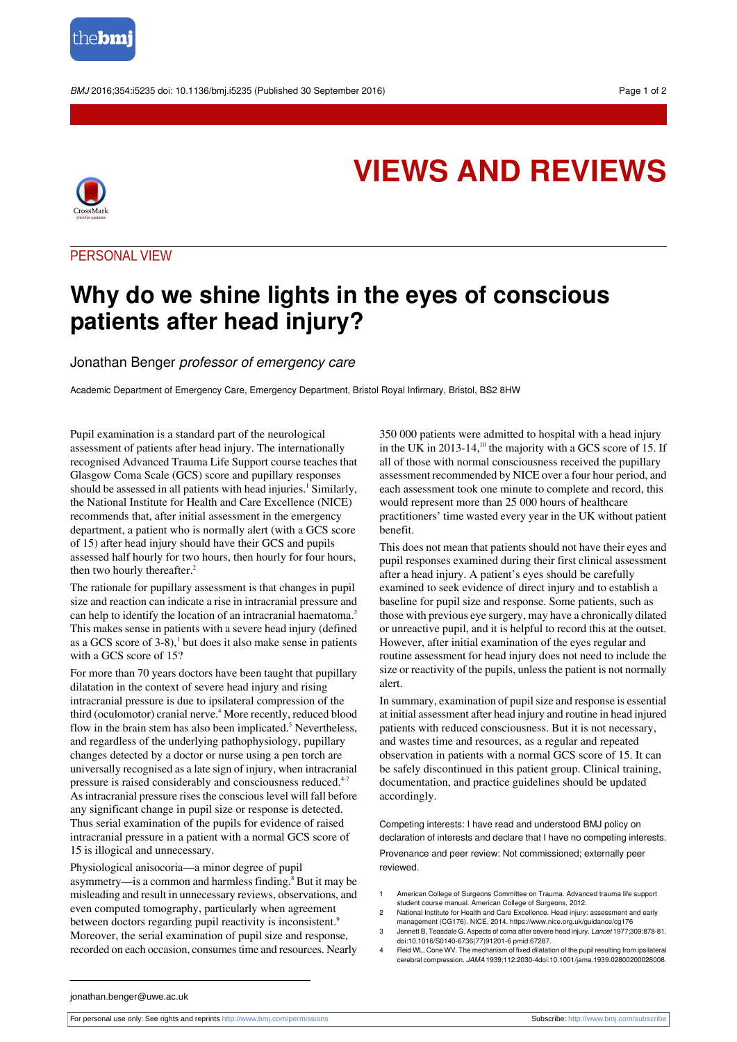# VIEWS AND REVIEWS

PERSONAL VIEW

## Why do we shine lights in the eyes of conscious patients after head injury?

Jonathan Benger *professor of emergency care*

Academic Department of Emergency Care, Emergency Department, Bristol Royal Infirmary, Bristol, BS2 8HW

Pupil examination is a standard part of the neurological assessment of patients after head injury. The internationally recognised Advanced Trauma Life Support course teaches that Glasgow Coma Scale (GCS) score and pupillary responses should be assessed in all patients with head injuries.[1] Similarly, the National Institute for Health and Care Excellence (NICE) recommends that, after initial assessment in the emergency department, a patient who is normally alert (with a GCS score of 15) after head injury should have their GCS and pupils assessed half hourly for two hours, then hourly for four hours, then two hourly thereafter.[2]

The rationale for pupillary assessment is that changes in pupil size and reaction can indicate a rise in intracranial pressure and can help to identify the location of an intracranial haematoma.[3] This makes sense in patients with a severe head injury (defined as a GCS score of 3-8),[1] but does it also make sense in patients with a GCS score of 15?

For more than 70 years doctors have been taught that pupillary dilatation in the context of severe head injury and rising intracranial pressure is due to ipsilateral compression of the third (oculomotor) cranial nerve.[4] More recently, reduced blood flow in the brain stem has also been implicated.[5] Nevertheless, and regardless of the underlying pathophysiology, pupillary changes detected by a doctor or nurse using a pen torch are universally recognised as a late sign of injury, when intracranial pressure is raised considerably and consciousness reduced.[4-7] As intracranial pressure rises the conscious level will fall before any significant change in pupil size or response is detected. Thus serial examination of the pupils for evidence of raised intracranial pressure in a patient with a normal GCS score of 15 is illogical and unnecessary.

Physiological anisocoria—a minor degree of pupil asymmetry—is a common and harmless finding.[8] But it may be misleading and result in unnecessary reviews, observations, and even computed tomography, particularly when agreement between doctors regarding pupil reactivity is inconsistent.[9] Moreover, the serial examination of pupil size and response, recorded on each occasion, consumes time and resources. Nearly 350 000 patients were admitted to hospital with a head injury in the UK in 2013-14,[10] the majority with a GCS score of 15. If all of those with normal consciousness received the pupillary assessment recommended by NICE over a four hour period, and each assessment took one minute to complete and record, this would represent more than 25 000 hours of healthcare practitioners' time wasted every year in the UK without patient benefit.

This does not mean that patients should not have their eyes and pupil responses examined during their first clinical assessment after a head injury. A patient's eyes should be carefully examined to seek evidence of direct injury and to establish a baseline for pupil size and response. Some patients, such as those with previous eye surgery, may have a chronically dilated or unreactive pupil, and it is helpful to record this at the outset. However, after initial examination of the eyes regular and routine assessment for head injury does not need to include the size or reactivity of the pupils, unless the patient is not normally alert.

In summary, examination of pupil size and response is essential at initial assessment after head injury and routine in head injured patients with reduced consciousness. But it is not necessary, and wastes time and resources, as a regular and repeated observation in patients with a normal GCS score of 15. It can be safely discontinued in this patient group. Clinical training, documentation, and practice guidelines should be updated accordingly.

Competing interests: I have read and understood BMJ policy on declaration of interests and declare that I have no competing interests.

Provenance and peer review: Not commissioned; externally peer reviewed.

1. American College of Surgeons Committee on Trauma. Advanced trauma life support student course manual. American College of Surgeons, 2012.
2. National Institute for Health and Care Excellence. Head injury: assessment and early management (CG176). NICE, 2014. https://www.nice.org.uk/guidance/cg176
3. Jennett B, Teasdale G. Aspects of coma after severe head injury. *Lancet* 1977;309:878-81. doi:10.1016/S0140-6736(77)91201-6 pmid:67287.
4. Reid WL, Cone WV. The mechanism of fixed dilatation of the pupil resulting from ipsilateral cerebral compression. *JAMA* 1939;112:2030-4doi:10.1001/jama.1939.02800200028008.

jonathan.benger@uwe.ac.uk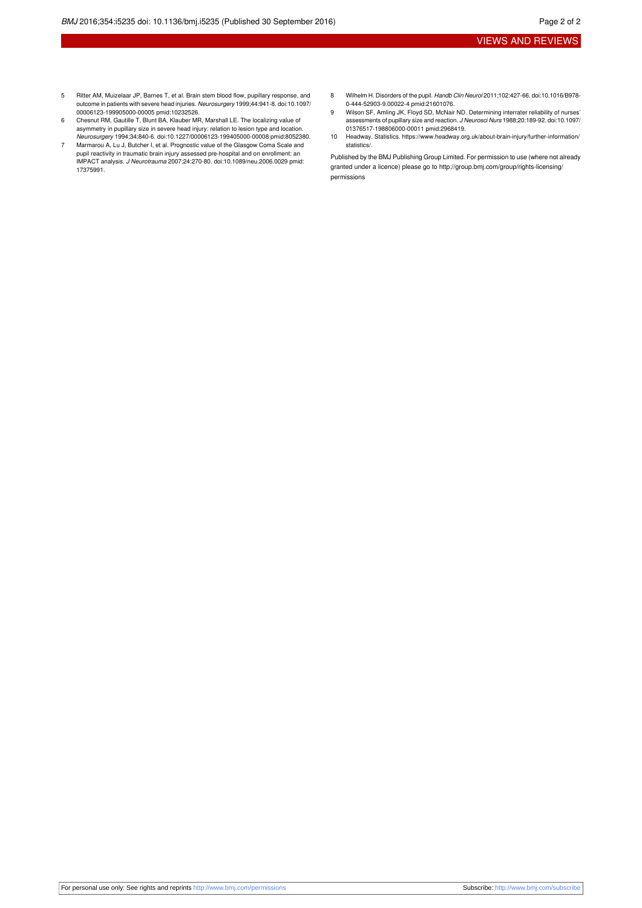5. Ritter AM, Muizelaar JP, Barnes T, et al. Brain stem blood flow, pupillary response, and outcome in patients with severe head injuries. *Neurosurgery* 1999;44:941-8. doi:10.1097/00006123-199905000-00005 pmid:10232526.
6. Chesnut RM, Gautille T, Blunt BA, Klauber MR, Marshall LE. The localizing value of asymmetry in pupillary size in severe head injury: relation to lesion type and location. *Neurosurgery* 1994;34:840-6. doi:10.1227/00006123-199405000-00008 pmid:8052380.
7. Marmarou A, Lu J, Butcher I, et al. Prognostic value of the Glasgow Coma Scale and pupil reactivity in traumatic brain injury assessed pre-hospital and on enrollment: an IMPACT analysis. *J Neurotrauma* 2007;24:270-80. doi:10.1089/neu.2006.0029 pmid:17375991.
8. Wilhelm H. Disorders of the pupil. *Handb Clin Neurol* 2011;102:427-66. doi:10.1016/B978-0-444-52903-9.00022-4 pmid:21601076.
9. Wilson SF, Amling JK, Floyd SD, McNair ND. Determining interrater reliability of nurses' assessments of pupillary size and reaction. *J Neurosci Nurs* 1988;20:189-92. doi:10.1097/01376517-198806000-00011 pmid:2968419.
10. Headway. Statistics. https://www.headway.org.uk/about-brain-injury/further-information/statistics/.

Published by the BMJ Publishing Group Limited. For permission to use (where not already granted under a licence) please go to http://group.bmj.com/group/rights-licensing/permissions